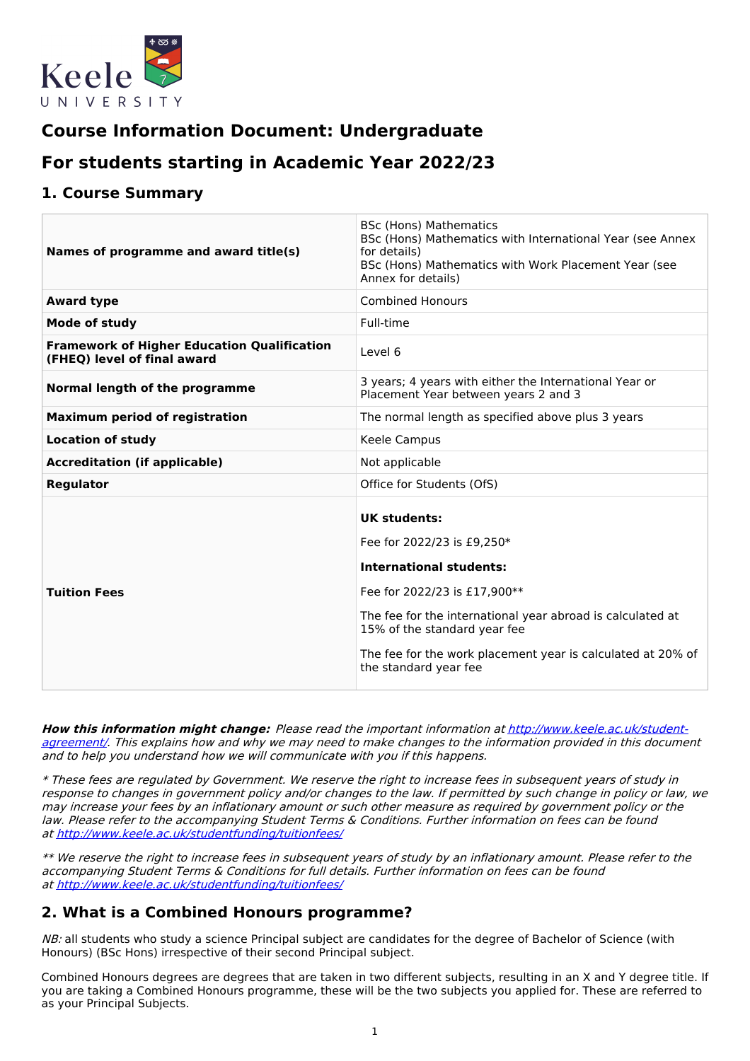# Course Information Document: Undergraduate

## For students starting in Academic Year 2022/23

## 1. Course Summary

| | |
|---|---|
| **Names of programme and award title(s)** | BSc (Hons) Mathematics<br>BSc (Hons) Mathematics with International Year (see Annex for details)<br>BSc (Hons) Mathematics with Work Placement Year (see Annex for details) |
| **Award type** | Combined Honours |
| **Mode of study** | Full-time |
| **Framework of Higher Education Qualification (FHEQ) level of final award** | Level 6 |
| **Normal length of the programme** | 3 years; 4 years with either the International Year or Placement Year between years 2 and 3 |
| **Maximum period of registration** | The normal length as specified above plus 3 years |
| **Location of study** | Keele Campus |
| **Accreditation (if applicable)** | Not applicable |
| **Regulator** | Office for Students (OfS) |
| **Tuition Fees** | **UK students:**<br>Fee for 2022/23 is £9,250*<br>**International students:**<br>Fee for 2022/23 is £17,900**<br>The fee for the international year abroad is calculated at 15% of the standard year fee<br>The fee for the work placement year is calculated at 20% of the standard year fee |

***How this information might change:*** *Please read the important information at [http://www.keele.ac.uk/student-agreement/](http://www.keele.ac.uk/student-agreement/). This explains how and why we may need to make changes to the information provided in this document and to help you understand how we will communicate with you if this happens.*

*\* These fees are regulated by Government. We reserve the right to increase fees in subsequent years of study in response to changes in government policy and/or changes to the law. If permitted by such change in policy or law, we may increase your fees by an inflationary amount or such other measure as required by government policy or the law. Please refer to the accompanying Student Terms & Conditions. Further information on fees can be found at [http://www.keele.ac.uk/studentfunding/tuitionfees/](http://www.keele.ac.uk/studentfunding/tuitionfees/)*

*\*\* We reserve the right to increase fees in subsequent years of study by an inflationary amount. Please refer to the accompanying Student Terms & Conditions for full details. Further information on fees can be found at [http://www.keele.ac.uk/studentfunding/tuitionfees/](http://www.keele.ac.uk/studentfunding/tuitionfees/)*

## 2. What is a Combined Honours programme?

*NB:* all students who study a science Principal subject are candidates for the degree of Bachelor of Science (with Honours) (BSc Hons) irrespective of their second Principal subject.

Combined Honours degrees are degrees that are taken in two different subjects, resulting in an X and Y degree title. If you are taking a Combined Honours programme, these will be the two subjects you applied for. These are referred to as your Principal Subjects.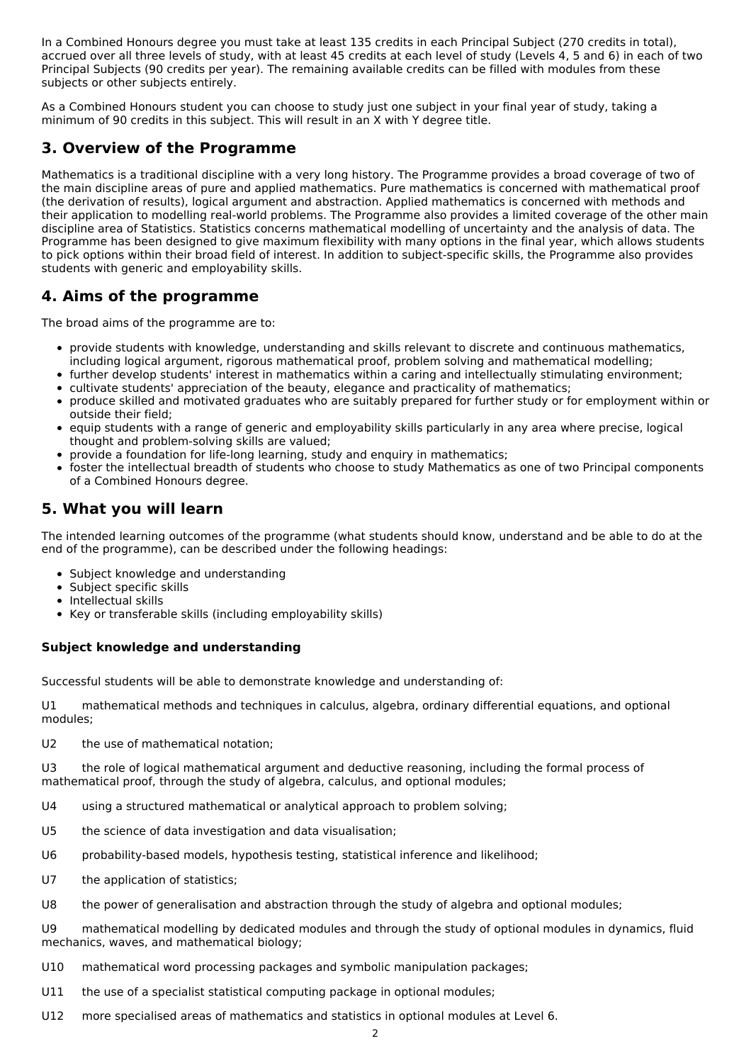In a Combined Honours degree you must take at least 135 credits in each Principal Subject (270 credits in total), accrued over all three levels of study, with at least 45 credits at each level of study (Levels 4, 5 and 6) in each of two Principal Subjects (90 credits per year). The remaining available credits can be filled with modules from these subjects or other subjects entirely.

As a Combined Honours student you can choose to study just one subject in your final year of study, taking a minimum of 90 credits in this subject. This will result in an X with Y degree title.

## 3. Overview of the Programme

Mathematics is a traditional discipline with a very long history. The Programme provides a broad coverage of two of the main discipline areas of pure and applied mathematics. Pure mathematics is concerned with mathematical proof (the derivation of results), logical argument and abstraction. Applied mathematics is concerned with methods and their application to modelling real-world problems. The Programme also provides a limited coverage of the other main discipline area of Statistics. Statistics concerns mathematical modelling of uncertainty and the analysis of data. The Programme has been designed to give maximum flexibility with many options in the final year, which allows students to pick options within their broad field of interest. In addition to subject-specific skills, the Programme also provides students with generic and employability skills.

## 4. Aims of the programme

The broad aims of the programme are to:

- provide students with knowledge, understanding and skills relevant to discrete and continuous mathematics, including logical argument, rigorous mathematical proof, problem solving and mathematical modelling;
- further develop students' interest in mathematics within a caring and intellectually stimulating environment;
- cultivate students' appreciation of the beauty, elegance and practicality of mathematics;
- produce skilled and motivated graduates who are suitably prepared for further study or for employment within or outside their field;
- equip students with a range of generic and employability skills particularly in any area where precise, logical thought and problem-solving skills are valued;
- provide a foundation for life-long learning, study and enquiry in mathematics;
- foster the intellectual breadth of students who choose to study Mathematics as one of two Principal components of a Combined Honours degree.

## 5. What you will learn

The intended learning outcomes of the programme (what students should know, understand and be able to do at the end of the programme), can be described under the following headings:

- Subject knowledge and understanding
- Subject specific skills
- Intellectual skills
- Key or transferable skills (including employability skills)

### Subject knowledge and understanding

Successful students will be able to demonstrate knowledge and understanding of:

U1 mathematical methods and techniques in calculus, algebra, ordinary differential equations, and optional modules;

U2 the use of mathematical notation;

U3 the role of logical mathematical argument and deductive reasoning, including the formal process of mathematical proof, through the study of algebra, calculus, and optional modules;

U4 using a structured mathematical or analytical approach to problem solving;

U5 the science of data investigation and data visualisation;

U6 probability-based models, hypothesis testing, statistical inference and likelihood;

U7 the application of statistics;

U8 the power of generalisation and abstraction through the study of algebra and optional modules;

U9 mathematical modelling by dedicated modules and through the study of optional modules in dynamics, fluid mechanics, waves, and mathematical biology;

U10 mathematical word processing packages and symbolic manipulation packages;

U11 the use of a specialist statistical computing package in optional modules;

U12 more specialised areas of mathematics and statistics in optional modules at Level 6.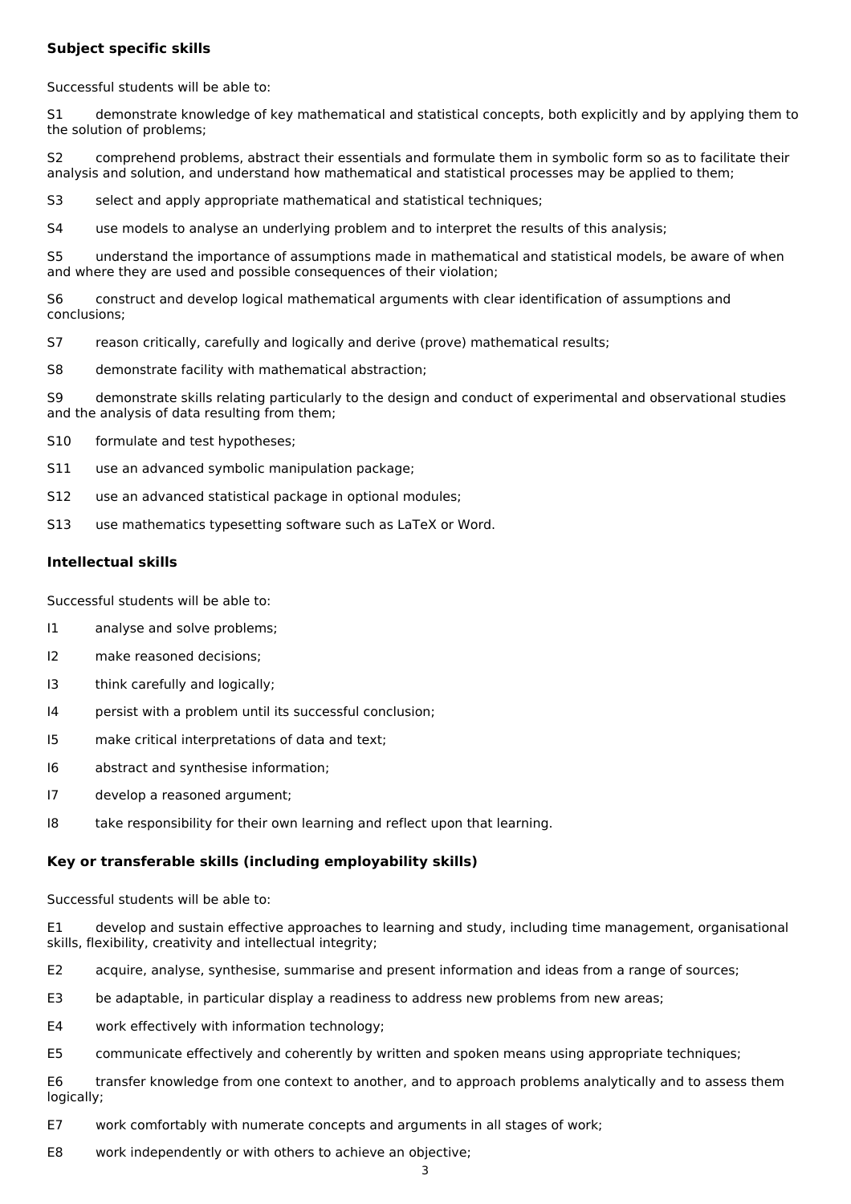**Subject specific skills**

Successful students will be able to:

S1 demonstrate knowledge of key mathematical and statistical concepts, both explicitly and by applying them to the solution of problems;

S2 comprehend problems, abstract their essentials and formulate them in symbolic form so as to facilitate their analysis and solution, and understand how mathematical and statistical processes may be applied to them;

S3 select and apply appropriate mathematical and statistical techniques;

S4 use models to analyse an underlying problem and to interpret the results of this analysis;

S5 understand the importance of assumptions made in mathematical and statistical models, be aware of when and where they are used and possible consequences of their violation;

S6 construct and develop logical mathematical arguments with clear identification of assumptions and conclusions;

S7 reason critically, carefully and logically and derive (prove) mathematical results;

S8 demonstrate facility with mathematical abstraction;

S9 demonstrate skills relating particularly to the design and conduct of experimental and observational studies and the analysis of data resulting from them;

S10 formulate and test hypotheses;

S11 use an advanced symbolic manipulation package;

S12 use an advanced statistical package in optional modules;

S13 use mathematics typesetting software such as LaTeX or Word.

**Intellectual skills**

Successful students will be able to:

I1 analyse and solve problems;

I2 make reasoned decisions;

I3 think carefully and logically;

I4 persist with a problem until its successful conclusion;

I5 make critical interpretations of data and text;

I6 abstract and synthesise information;

I7 develop a reasoned argument;

I8 take responsibility for their own learning and reflect upon that learning.

**Key or transferable skills (including employability skills)**

Successful students will be able to:

E1 develop and sustain effective approaches to learning and study, including time management, organisational skills, flexibility, creativity and intellectual integrity;

E2 acquire, analyse, synthesise, summarise and present information and ideas from a range of sources;

E3 be adaptable, in particular display a readiness to address new problems from new areas;

E4 work effectively with information technology;

E5 communicate effectively and coherently by written and spoken means using appropriate techniques;

E6 transfer knowledge from one context to another, and to approach problems analytically and to assess them logically;

E7 work comfortably with numerate concepts and arguments in all stages of work;

E8 work independently or with others to achieve an objective;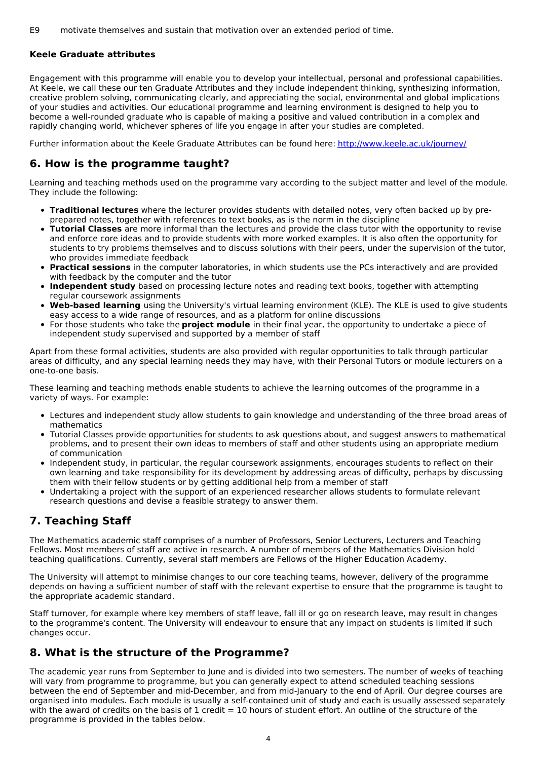E9 motivate themselves and sustain that motivation over an extended period of time.

**Keele Graduate attributes**

Engagement with this programme will enable you to develop your intellectual, personal and professional capabilities. At Keele, we call these our ten Graduate Attributes and they include independent thinking, synthesizing information, creative problem solving, communicating clearly, and appreciating the social, environmental and global implications of your studies and activities. Our educational programme and learning environment is designed to help you to become a well-rounded graduate who is capable of making a positive and valued contribution in a complex and rapidly changing world, whichever spheres of life you engage in after your studies are completed.

Further information about the Keele Graduate Attributes can be found here: http://www.keele.ac.uk/journey/

## 6. How is the programme taught?

Learning and teaching methods used on the programme vary according to the subject matter and level of the module. They include the following:

- **Traditional lectures** where the lecturer provides students with detailed notes, very often backed up by pre-prepared notes, together with references to text books, as is the norm in the discipline
- **Tutorial Classes** are more informal than the lectures and provide the class tutor with the opportunity to revise and enforce core ideas and to provide students with more worked examples. It is also often the opportunity for students to try problems themselves and to discuss solutions with their peers, under the supervision of the tutor, who provides immediate feedback
- **Practical sessions** in the computer laboratories, in which students use the PCs interactively and are provided with feedback by the computer and the tutor
- **Independent study** based on processing lecture notes and reading text books, together with attempting regular coursework assignments
- **Web-based learning** using the University's virtual learning environment (KLE). The KLE is used to give students easy access to a wide range of resources, and as a platform for online discussions
- For those students who take the **project module** in their final year, the opportunity to undertake a piece of independent study supervised and supported by a member of staff

Apart from these formal activities, students are also provided with regular opportunities to talk through particular areas of difficulty, and any special learning needs they may have, with their Personal Tutors or module lecturers on a one-to-one basis.

These learning and teaching methods enable students to achieve the learning outcomes of the programme in a variety of ways. For example:

- Lectures and independent study allow students to gain knowledge and understanding of the three broad areas of mathematics
- Tutorial Classes provide opportunities for students to ask questions about, and suggest answers to mathematical problems, and to present their own ideas to members of staff and other students using an appropriate medium of communication
- Independent study, in particular, the regular coursework assignments, encourages students to reflect on their own learning and take responsibility for its development by addressing areas of difficulty, perhaps by discussing them with their fellow students or by getting additional help from a member of staff
- Undertaking a project with the support of an experienced researcher allows students to formulate relevant research questions and devise a feasible strategy to answer them.

## 7. Teaching Staff

The Mathematics academic staff comprises of a number of Professors, Senior Lecturers, Lecturers and Teaching Fellows. Most members of staff are active in research. A number of members of the Mathematics Division hold teaching qualifications. Currently, several staff members are Fellows of the Higher Education Academy.

The University will attempt to minimise changes to our core teaching teams, however, delivery of the programme depends on having a sufficient number of staff with the relevant expertise to ensure that the programme is taught to the appropriate academic standard.

Staff turnover, for example where key members of staff leave, fall ill or go on research leave, may result in changes to the programme's content. The University will endeavour to ensure that any impact on students is limited if such changes occur.

## 8. What is the structure of the Programme?

The academic year runs from September to June and is divided into two semesters. The number of weeks of teaching will vary from programme to programme, but you can generally expect to attend scheduled teaching sessions between the end of September and mid-December, and from mid-January to the end of April. Our degree courses are organised into modules. Each module is usually a self-contained unit of study and each is usually assessed separately with the award of credits on the basis of 1 credit = 10 hours of student effort. An outline of the structure of the programme is provided in the tables below.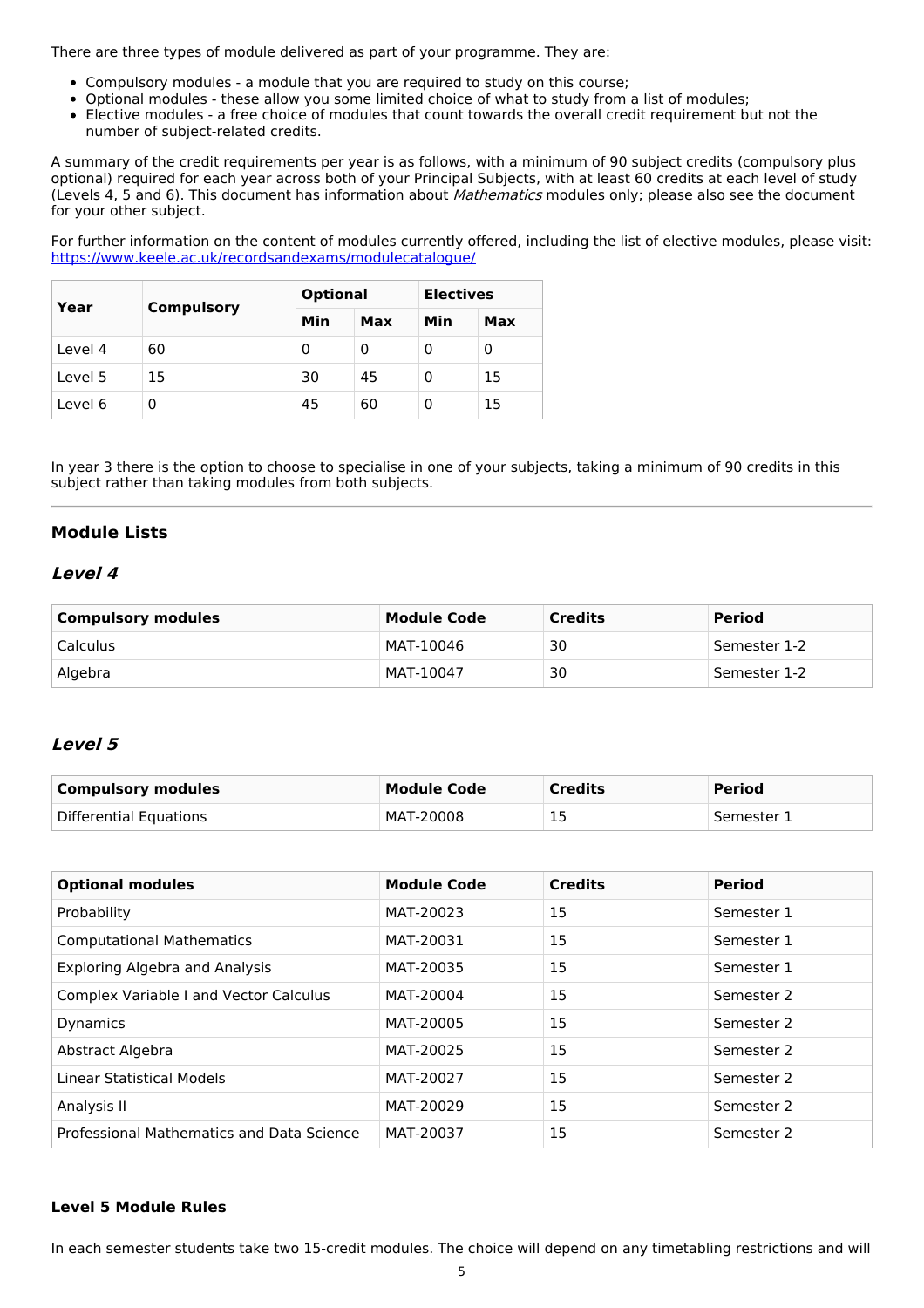There are three types of module delivered as part of your programme. They are:

- Compulsory modules - a module that you are required to study on this course;
- Optional modules - these allow you some limited choice of what to study from a list of modules;
- Elective modules - a free choice of modules that count towards the overall credit requirement but not the number of subject-related credits.

A summary of the credit requirements per year is as follows, with a minimum of 90 subject credits (compulsory plus optional) required for each year across both of your Principal Subjects, with at least 60 credits at each level of study (Levels 4, 5 and 6). This document has information about *Mathematics* modules only; please also see the document for your other subject.

For further information on the content of modules currently offered, including the list of elective modules, please visit: https://www.keele.ac.uk/recordsandexams/modulecatalogue/

| Year | Compulsory | Optional | | Electives | |
|---|---|---|---|---|---|
| | | Min | Max | Min | Max |
| Level 4 | 60 | 0 | 0 | 0 | 0 |
| Level 5 | 15 | 30 | 45 | 0 | 15 |
| Level 6 | 0 | 45 | 60 | 0 | 15 |

In year 3 there is the option to choose to specialise in one of your subjects, taking a minimum of 90 credits in this subject rather than taking modules from both subjects.

## Module Lists

### *Level 4*

| Compulsory modules | Module Code | Credits | Period |
|---|---|---|---|
| Calculus | MAT-10046 | 30 | Semester 1-2 |
| Algebra | MAT-10047 | 30 | Semester 1-2 |

### *Level 5*

| Compulsory modules | Module Code | Credits | Period |
|---|---|---|---|
| Differential Equations | MAT-20008 | 15 | Semester 1 |

| Optional modules | Module Code | Credits | Period |
|---|---|---|---|
| Probability | MAT-20023 | 15 | Semester 1 |
| Computational Mathematics | MAT-20031 | 15 | Semester 1 |
| Exploring Algebra and Analysis | MAT-20035 | 15 | Semester 1 |
| Complex Variable I and Vector Calculus | MAT-20004 | 15 | Semester 2 |
| Dynamics | MAT-20005 | 15 | Semester 2 |
| Abstract Algebra | MAT-20025 | 15 | Semester 2 |
| Linear Statistical Models | MAT-20027 | 15 | Semester 2 |
| Analysis II | MAT-20029 | 15 | Semester 2 |
| Professional Mathematics and Data Science | MAT-20037 | 15 | Semester 2 |

#### Level 5 Module Rules

In each semester students take two 15-credit modules. The choice will depend on any timetabling restrictions and will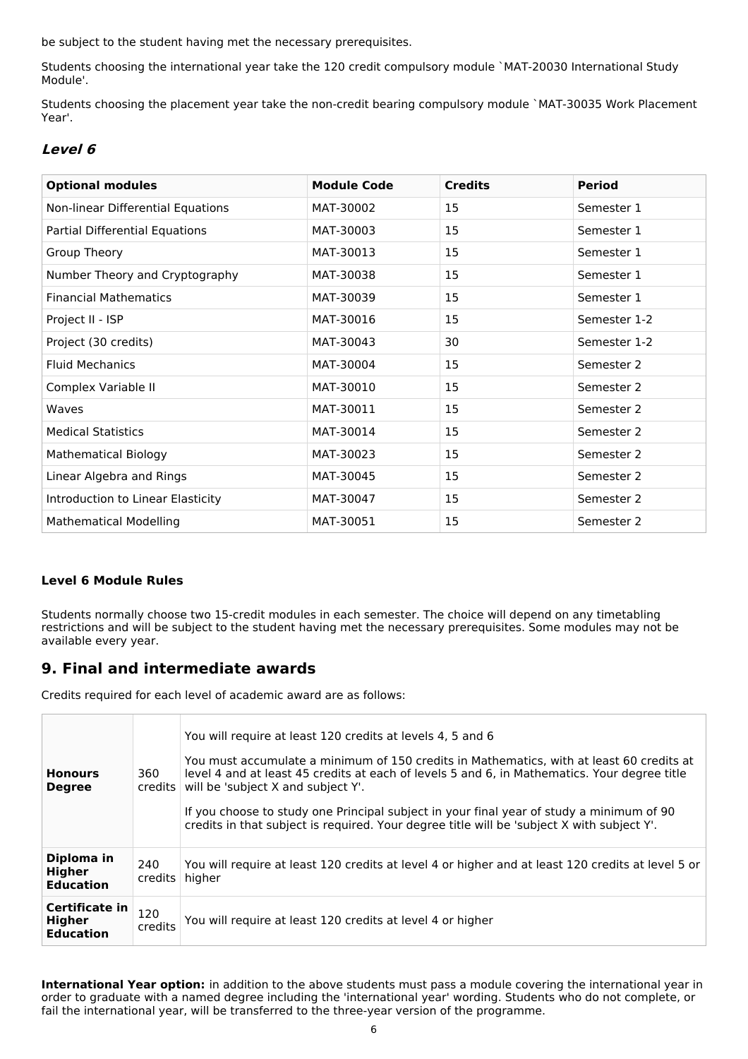be subject to the student having met the necessary prerequisites.

Students choosing the international year take the 120 credit compulsory module `MAT-20030 International Study Module'.

Students choosing the placement year take the non-credit bearing compulsory module `MAT-30035 Work Placement Year'.

### *Level 6*

| Optional modules | Module Code | Credits | Period |
|---|---|---|---|
| Non-linear Differential Equations | MAT-30002 | 15 | Semester 1 |
| Partial Differential Equations | MAT-30003 | 15 | Semester 1 |
| Group Theory | MAT-30013 | 15 | Semester 1 |
| Number Theory and Cryptography | MAT-30038 | 15 | Semester 1 |
| Financial Mathematics | MAT-30039 | 15 | Semester 1 |
| Project II - ISP | MAT-30016 | 15 | Semester 1-2 |
| Project (30 credits) | MAT-30043 | 30 | Semester 1-2 |
| Fluid Mechanics | MAT-30004 | 15 | Semester 2 |
| Complex Variable II | MAT-30010 | 15 | Semester 2 |
| Waves | MAT-30011 | 15 | Semester 2 |
| Medical Statistics | MAT-30014 | 15 | Semester 2 |
| Mathematical Biology | MAT-30023 | 15 | Semester 2 |
| Linear Algebra and Rings | MAT-30045 | 15 | Semester 2 |
| Introduction to Linear Elasticity | MAT-30047 | 15 | Semester 2 |
| Mathematical Modelling | MAT-30051 | 15 | Semester 2 |

**Level 6 Module Rules**

Students normally choose two 15-credit modules in each semester. The choice will depend on any timetabling restrictions and will be subject to the student having met the necessary prerequisites. Some modules may not be available every year.

## 9. Final and intermediate awards

Credits required for each level of academic award are as follows:

| | | |
|---|---|---|
| **Honours Degree** | 360 credits | You will require at least 120 credits at levels 4, 5 and 6<br><br>You must accumulate a minimum of 150 credits in Mathematics, with at least 60 credits at level 4 and at least 45 credits at each of levels 5 and 6, in Mathematics. Your degree title will be 'subject X and subject Y'.<br><br>If you choose to study one Principal subject in your final year of study a minimum of 90 credits in that subject is required. Your degree title will be 'subject X with subject Y'. |
| **Diploma in Higher Education** | 240 credits | You will require at least 120 credits at level 4 or higher and at least 120 credits at level 5 or higher |
| **Certificate in Higher Education** | 120 credits | You will require at least 120 credits at level 4 or higher |

**International Year option:** in addition to the above students must pass a module covering the international year in order to graduate with a named degree including the 'international year' wording. Students who do not complete, or fail the international year, will be transferred to the three-year version of the programme.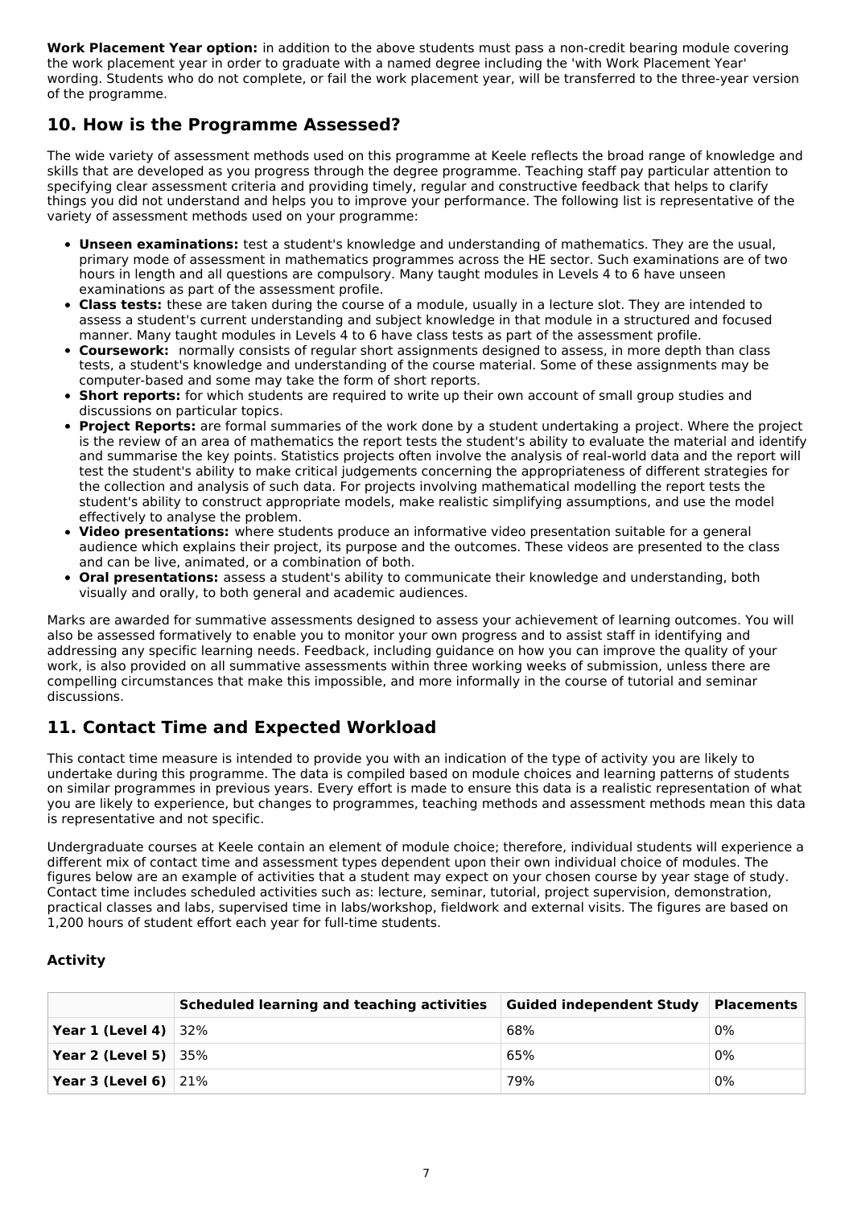**Work Placement Year option:** in addition to the above students must pass a non-credit bearing module covering the work placement year in order to graduate with a named degree including the 'with Work Placement Year' wording. Students who do not complete, or fail the work placement year, will be transferred to the three-year version of the programme.

## 10. How is the Programme Assessed?

The wide variety of assessment methods used on this programme at Keele reflects the broad range of knowledge and skills that are developed as you progress through the degree programme. Teaching staff pay particular attention to specifying clear assessment criteria and providing timely, regular and constructive feedback that helps to clarify things you did not understand and helps you to improve your performance. The following list is representative of the variety of assessment methods used on your programme:

- **Unseen examinations:** test a student's knowledge and understanding of mathematics. They are the usual, primary mode of assessment in mathematics programmes across the HE sector. Such examinations are of two hours in length and all questions are compulsory. Many taught modules in Levels 4 to 6 have unseen examinations as part of the assessment profile.
- **Class tests:** these are taken during the course of a module, usually in a lecture slot. They are intended to assess a student's current understanding and subject knowledge in that module in a structured and focused manner. Many taught modules in Levels 4 to 6 have class tests as part of the assessment profile.
- **Coursework:** normally consists of regular short assignments designed to assess, in more depth than class tests, a student's knowledge and understanding of the course material. Some of these assignments may be computer-based and some may take the form of short reports.
- **Short reports:** for which students are required to write up their own account of small group studies and discussions on particular topics.
- **Project Reports:** are formal summaries of the work done by a student undertaking a project. Where the project is the review of an area of mathematics the report tests the student's ability to evaluate the material and identify and summarise the key points. Statistics projects often involve the analysis of real-world data and the report will test the student's ability to make critical judgements concerning the appropriateness of different strategies for the collection and analysis of such data. For projects involving mathematical modelling the report tests the student's ability to construct appropriate models, make realistic simplifying assumptions, and use the model effectively to analyse the problem.
- **Video presentations:** where students produce an informative video presentation suitable for a general audience which explains their project, its purpose and the outcomes. These videos are presented to the class and can be live, animated, or a combination of both.
- **Oral presentations:** assess a student's ability to communicate their knowledge and understanding, both visually and orally, to both general and academic audiences.

Marks are awarded for summative assessments designed to assess your achievement of learning outcomes. You will also be assessed formatively to enable you to monitor your own progress and to assist staff in identifying and addressing any specific learning needs. Feedback, including guidance on how you can improve the quality of your work, is also provided on all summative assessments within three working weeks of submission, unless there are compelling circumstances that make this impossible, and more informally in the course of tutorial and seminar discussions.

## 11. Contact Time and Expected Workload

This contact time measure is intended to provide you with an indication of the type of activity you are likely to undertake during this programme. The data is compiled based on module choices and learning patterns of students on similar programmes in previous years. Every effort is made to ensure this data is a realistic representation of what you are likely to experience, but changes to programmes, teaching methods and assessment methods mean this data is representative and not specific.

Undergraduate courses at Keele contain an element of module choice; therefore, individual students will experience a different mix of contact time and assessment types dependent upon their own individual choice of modules. The figures below are an example of activities that a student may expect on your chosen course by year stage of study. Contact time includes scheduled activities such as: lecture, seminar, tutorial, project supervision, demonstration, practical classes and labs, supervised time in labs/workshop, fieldwork and external visits. The figures are based on 1,200 hours of student effort each year for full-time students.

### Activity

| | Scheduled learning and teaching activities | Guided independent Study | Placements |
|---|---|---|---|
| **Year 1 (Level 4)** | 32% | 68% | 0% |
| **Year 2 (Level 5)** | 35% | 65% | 0% |
| **Year 3 (Level 6)** | 21% | 79% | 0% |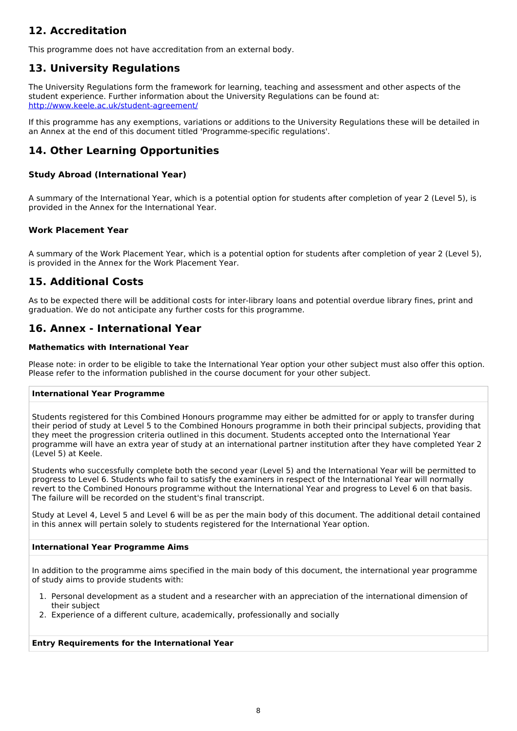## 12. Accreditation

This programme does not have accreditation from an external body.

## 13. University Regulations

The University Regulations form the framework for learning, teaching and assessment and other aspects of the student experience. Further information about the University Regulations can be found at: [http://www.keele.ac.uk/student-agreement/](http://www.keele.ac.uk/student-agreement/)

If this programme has any exemptions, variations or additions to the University Regulations these will be detailed in an Annex at the end of this document titled 'Programme-specific regulations'.

## 14. Other Learning Opportunities

### Study Abroad (International Year)

A summary of the International Year, which is a potential option for students after completion of year 2 (Level 5), is provided in the Annex for the International Year.

### Work Placement Year

A summary of the Work Placement Year, which is a potential option for students after completion of year 2 (Level 5), is provided in the Annex for the Work Placement Year.

## 15. Additional Costs

As to be expected there will be additional costs for inter-library loans and potential overdue library fines, print and graduation. We do not anticipate any further costs for this programme.

## 16. Annex - International Year

### Mathematics with International Year

Please note: in order to be eligible to take the International Year option your other subject must also offer this option. Please refer to the information published in the course document for your other subject.

**International Year Programme**

Students registered for this Combined Honours programme may either be admitted for or apply to transfer during their period of study at Level 5 to the Combined Honours programme in both their principal subjects, providing that they meet the progression criteria outlined in this document. Students accepted onto the International Year programme will have an extra year of study at an international partner institution after they have completed Year 2 (Level 5) at Keele.

Students who successfully complete both the second year (Level 5) and the International Year will be permitted to progress to Level 6. Students who fail to satisfy the examiners in respect of the International Year will normally revert to the Combined Honours programme without the International Year and progress to Level 6 on that basis. The failure will be recorded on the student's final transcript.

Study at Level 4, Level 5 and Level 6 will be as per the main body of this document. The additional detail contained in this annex will pertain solely to students registered for the International Year option.

**International Year Programme Aims**

In addition to the programme aims specified in the main body of this document, the international year programme of study aims to provide students with:

1. Personal development as a student and a researcher with an appreciation of the international dimension of their subject
2. Experience of a different culture, academically, professionally and socially

**Entry Requirements for the International Year**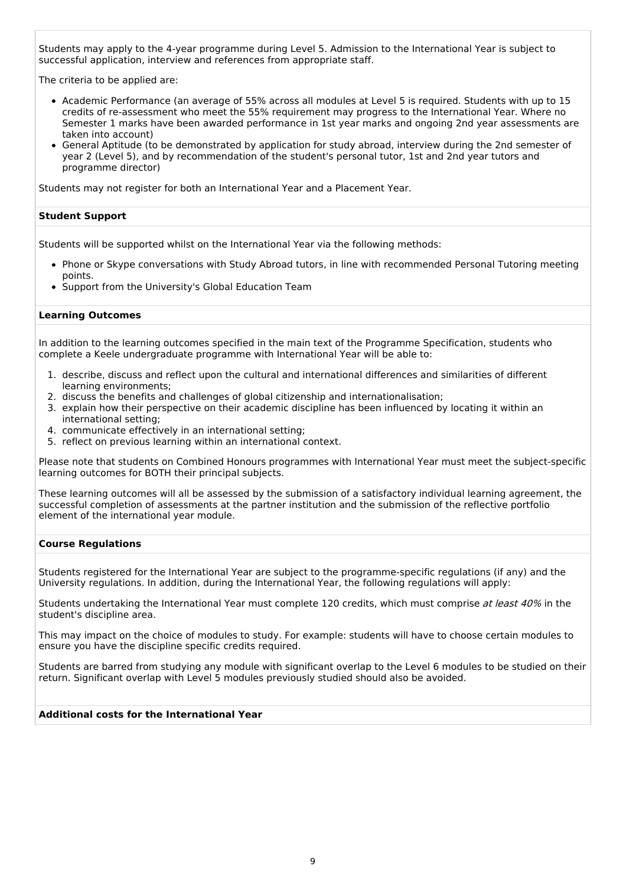Students may apply to the 4-year programme during Level 5. Admission to the International Year is subject to successful application, interview and references from appropriate staff.

The criteria to be applied are:

- Academic Performance (an average of 55% across all modules at Level 5 is required. Students with up to 15 credits of re-assessment who meet the 55% requirement may progress to the International Year. Where no Semester 1 marks have been awarded performance in 1st year marks and ongoing 2nd year assessments are taken into account)
- General Aptitude (to be demonstrated by application for study abroad, interview during the 2nd semester of year 2 (Level 5), and by recommendation of the student's personal tutor, 1st and 2nd year tutors and programme director)

Students may not register for both an International Year and a Placement Year.

**Student Support**

Students will be supported whilst on the International Year via the following methods:

- Phone or Skype conversations with Study Abroad tutors, in line with recommended Personal Tutoring meeting points.
- Support from the University's Global Education Team

**Learning Outcomes**

In addition to the learning outcomes specified in the main text of the Programme Specification, students who complete a Keele undergraduate programme with International Year will be able to:

1. describe, discuss and reflect upon the cultural and international differences and similarities of different learning environments;
2. discuss the benefits and challenges of global citizenship and internationalisation;
3. explain how their perspective on their academic discipline has been influenced by locating it within an international setting;
4. communicate effectively in an international setting;
5. reflect on previous learning within an international context.

Please note that students on Combined Honours programmes with International Year must meet the subject-specific learning outcomes for BOTH their principal subjects.

These learning outcomes will all be assessed by the submission of a satisfactory individual learning agreement, the successful completion of assessments at the partner institution and the submission of the reflective portfolio element of the international year module.

**Course Regulations**

Students registered for the International Year are subject to the programme-specific regulations (if any) and the University regulations. In addition, during the International Year, the following regulations will apply:

Students undertaking the International Year must complete 120 credits, which must comprise *at least 40%* in the student's discipline area.

This may impact on the choice of modules to study. For example: students will have to choose certain modules to ensure you have the discipline specific credits required.

Students are barred from studying any module with significant overlap to the Level 6 modules to be studied on their return. Significant overlap with Level 5 modules previously studied should also be avoided.

**Additional costs for the International Year**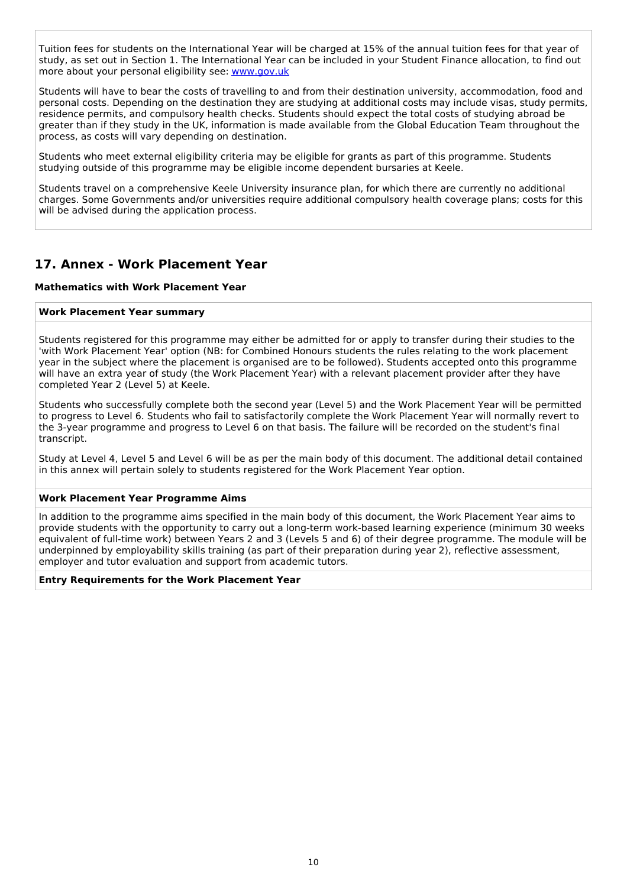Tuition fees for students on the International Year will be charged at 15% of the annual tuition fees for that year of study, as set out in Section 1. The International Year can be included in your Student Finance allocation, to find out more about your personal eligibility see: [www.gov.uk](www.gov.uk)

Students will have to bear the costs of travelling to and from their destination university, accommodation, food and personal costs. Depending on the destination they are studying at additional costs may include visas, study permits, residence permits, and compulsory health checks. Students should expect the total costs of studying abroad be greater than if they study in the UK, information is made available from the Global Education Team throughout the process, as costs will vary depending on destination.

Students who meet external eligibility criteria may be eligible for grants as part of this programme. Students studying outside of this programme may be eligible income dependent bursaries at Keele.

Students travel on a comprehensive Keele University insurance plan, for which there are currently no additional charges. Some Governments and/or universities require additional compulsory health coverage plans; costs for this will be advised during the application process.

## 17. Annex - Work Placement Year

**Mathematics with Work Placement Year**

**Work Placement Year summary**

Students registered for this programme may either be admitted for or apply to transfer during their studies to the 'with Work Placement Year' option (NB: for Combined Honours students the rules relating to the work placement year in the subject where the placement is organised are to be followed). Students accepted onto this programme will have an extra year of study (the Work Placement Year) with a relevant placement provider after they have completed Year 2 (Level 5) at Keele.

Students who successfully complete both the second year (Level 5) and the Work Placement Year will be permitted to progress to Level 6. Students who fail to satisfactorily complete the Work Placement Year will normally revert to the 3-year programme and progress to Level 6 on that basis. The failure will be recorded on the student's final transcript.

Study at Level 4, Level 5 and Level 6 will be as per the main body of this document. The additional detail contained in this annex will pertain solely to students registered for the Work Placement Year option.

**Work Placement Year Programme Aims**

In addition to the programme aims specified in the main body of this document, the Work Placement Year aims to provide students with the opportunity to carry out a long-term work-based learning experience (minimum 30 weeks equivalent of full-time work) between Years 2 and 3 (Levels 5 and 6) of their degree programme. The module will be underpinned by employability skills training (as part of their preparation during year 2), reflective assessment, employer and tutor evaluation and support from academic tutors.

**Entry Requirements for the Work Placement Year**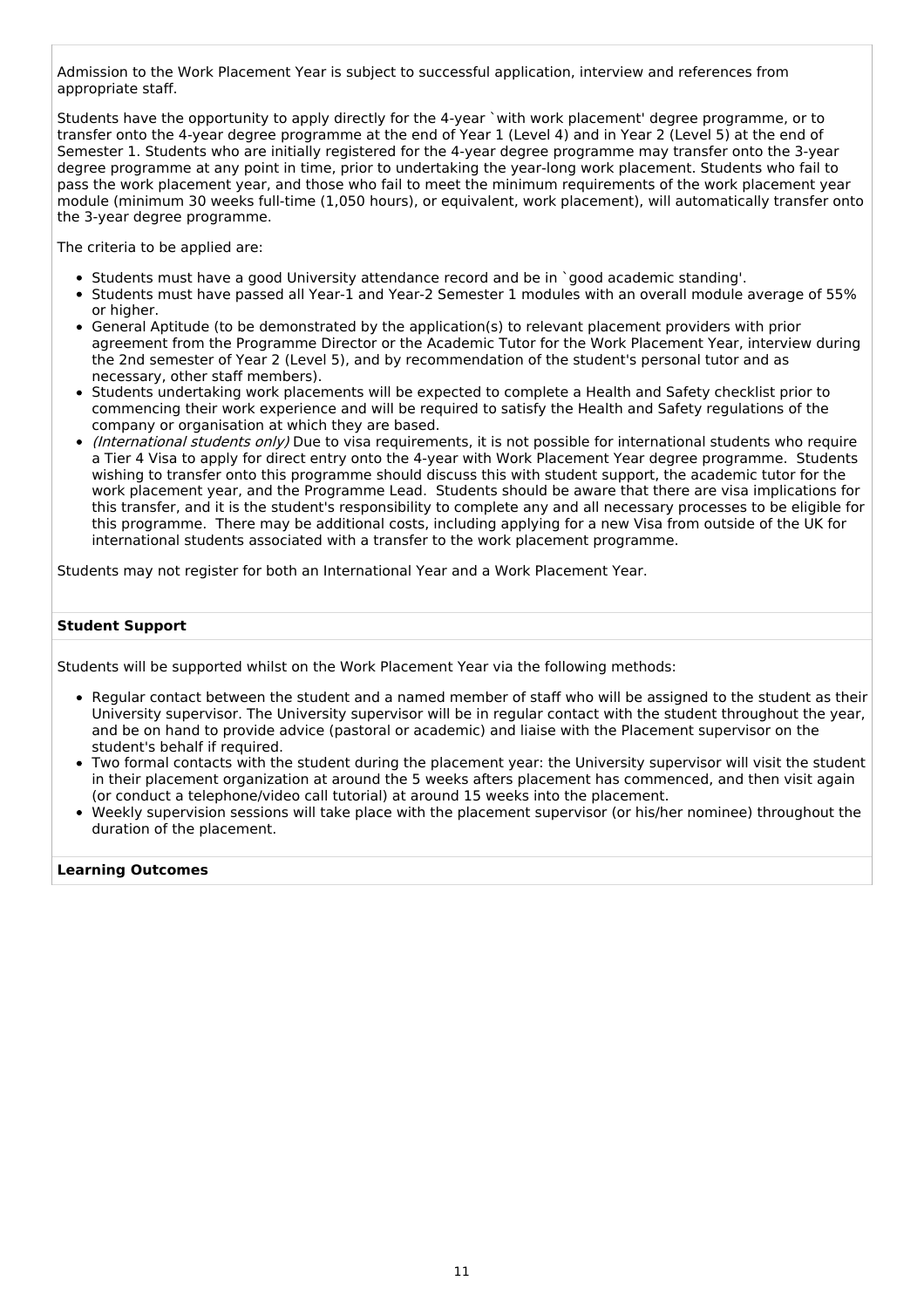Admission to the Work Placement Year is subject to successful application, interview and references from appropriate staff.

Students have the opportunity to apply directly for the 4-year `with work placement' degree programme, or to transfer onto the 4-year degree programme at the end of Year 1 (Level 4) and in Year 2 (Level 5) at the end of Semester 1. Students who are initially registered for the 4-year degree programme may transfer onto the 3-year degree programme at any point in time, prior to undertaking the year-long work placement. Students who fail to pass the work placement year, and those who fail to meet the minimum requirements of the work placement year module (minimum 30 weeks full-time (1,050 hours), or equivalent, work placement), will automatically transfer onto the 3-year degree programme.

The criteria to be applied are:

- Students must have a good University attendance record and be in `good academic standing'.
- Students must have passed all Year-1 and Year-2 Semester 1 modules with an overall module average of 55% or higher.
- General Aptitude (to be demonstrated by the application(s) to relevant placement providers with prior agreement from the Programme Director or the Academic Tutor for the Work Placement Year, interview during the 2nd semester of Year 2 (Level 5), and by recommendation of the student's personal tutor and as necessary, other staff members).
- Students undertaking work placements will be expected to complete a Health and Safety checklist prior to commencing their work experience and will be required to satisfy the Health and Safety regulations of the company or organisation at which they are based.
- *(International students only)* Due to visa requirements, it is not possible for international students who require a Tier 4 Visa to apply for direct entry onto the 4-year with Work Placement Year degree programme. Students wishing to transfer onto this programme should discuss this with student support, the academic tutor for the work placement year, and the Programme Lead. Students should be aware that there are visa implications for this transfer, and it is the student's responsibility to complete any and all necessary processes to be eligible for this programme. There may be additional costs, including applying for a new Visa from outside of the UK for international students associated with a transfer to the work placement programme.

Students may not register for both an International Year and a Work Placement Year.

**Student Support**

Students will be supported whilst on the Work Placement Year via the following methods:

- Regular contact between the student and a named member of staff who will be assigned to the student as their University supervisor. The University supervisor will be in regular contact with the student throughout the year, and be on hand to provide advice (pastoral or academic) and liaise with the Placement supervisor on the student's behalf if required.
- Two formal contacts with the student during the placement year: the University supervisor will visit the student in their placement organization at around the 5 weeks afters placement has commenced, and then visit again (or conduct a telephone/video call tutorial) at around 15 weeks into the placement.
- Weekly supervision sessions will take place with the placement supervisor (or his/her nominee) throughout the duration of the placement.

**Learning Outcomes**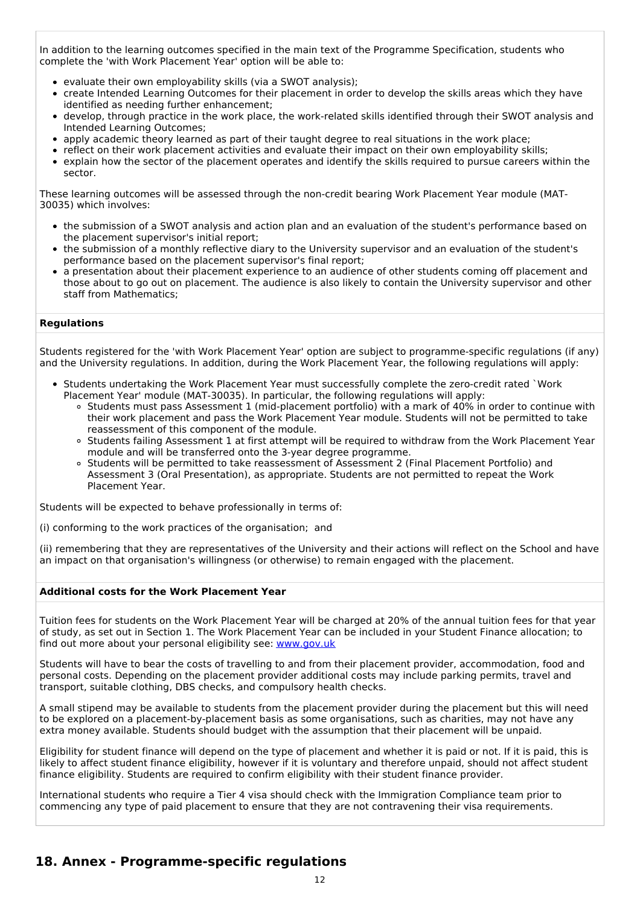In addition to the learning outcomes specified in the main text of the Programme Specification, students who complete the 'with Work Placement Year' option will be able to:

- evaluate their own employability skills (via a SWOT analysis);
- create Intended Learning Outcomes for their placement in order to develop the skills areas which they have identified as needing further enhancement;
- develop, through practice in the work place, the work-related skills identified through their SWOT analysis and Intended Learning Outcomes;
- apply academic theory learned as part of their taught degree to real situations in the work place;
- reflect on their work placement activities and evaluate their impact on their own employability skills;
- explain how the sector of the placement operates and identify the skills required to pursue careers within the sector.

These learning outcomes will be assessed through the non-credit bearing Work Placement Year module (MAT-30035) which involves:

- the submission of a SWOT analysis and action plan and an evaluation of the student's performance based on the placement supervisor's initial report;
- the submission of a monthly reflective diary to the University supervisor and an evaluation of the student's performance based on the placement supervisor's final report;
- a presentation about their placement experience to an audience of other students coming off placement and those about to go out on placement. The audience is also likely to contain the University supervisor and other staff from Mathematics;

**Regulations**

Students registered for the 'with Work Placement Year' option are subject to programme-specific regulations (if any) and the University regulations. In addition, during the Work Placement Year, the following regulations will apply:

- Students undertaking the Work Placement Year must successfully complete the zero-credit rated `Work Placement Year' module (MAT-30035). In particular, the following regulations will apply:
    - Students must pass Assessment 1 (mid-placement portfolio) with a mark of 40% in order to continue with their work placement and pass the Work Placement Year module. Students will not be permitted to take reassessment of this component of the module.
    - Students failing Assessment 1 at first attempt will be required to withdraw from the Work Placement Year module and will be transferred onto the 3-year degree programme.
    - Students will be permitted to take reassessment of Assessment 2 (Final Placement Portfolio) and Assessment 3 (Oral Presentation), as appropriate. Students are not permitted to repeat the Work Placement Year.

Students will be expected to behave professionally in terms of:

(i) conforming to the work practices of the organisation;  and

(ii) remembering that they are representatives of the University and their actions will reflect on the School and have an impact on that organisation's willingness (or otherwise) to remain engaged with the placement.

**Additional costs for the Work Placement Year**

Tuition fees for students on the Work Placement Year will be charged at 20% of the annual tuition fees for that year of study, as set out in Section 1. The Work Placement Year can be included in your Student Finance allocation; to find out more about your personal eligibility see: [www.gov.uk](www.gov.uk)

Students will have to bear the costs of travelling to and from their placement provider, accommodation, food and personal costs. Depending on the placement provider additional costs may include parking permits, travel and transport, suitable clothing, DBS checks, and compulsory health checks.

A small stipend may be available to students from the placement provider during the placement but this will need to be explored on a placement-by-placement basis as some organisations, such as charities, may not have any extra money available. Students should budget with the assumption that their placement will be unpaid.

Eligibility for student finance will depend on the type of placement and whether it is paid or not. If it is paid, this is likely to affect student finance eligibility, however if it is voluntary and therefore unpaid, should not affect student finance eligibility. Students are required to confirm eligibility with their student finance provider.

International students who require a Tier 4 visa should check with the Immigration Compliance team prior to commencing any type of paid placement to ensure that they are not contravening their visa requirements.

## 18. Annex - Programme-specific regulations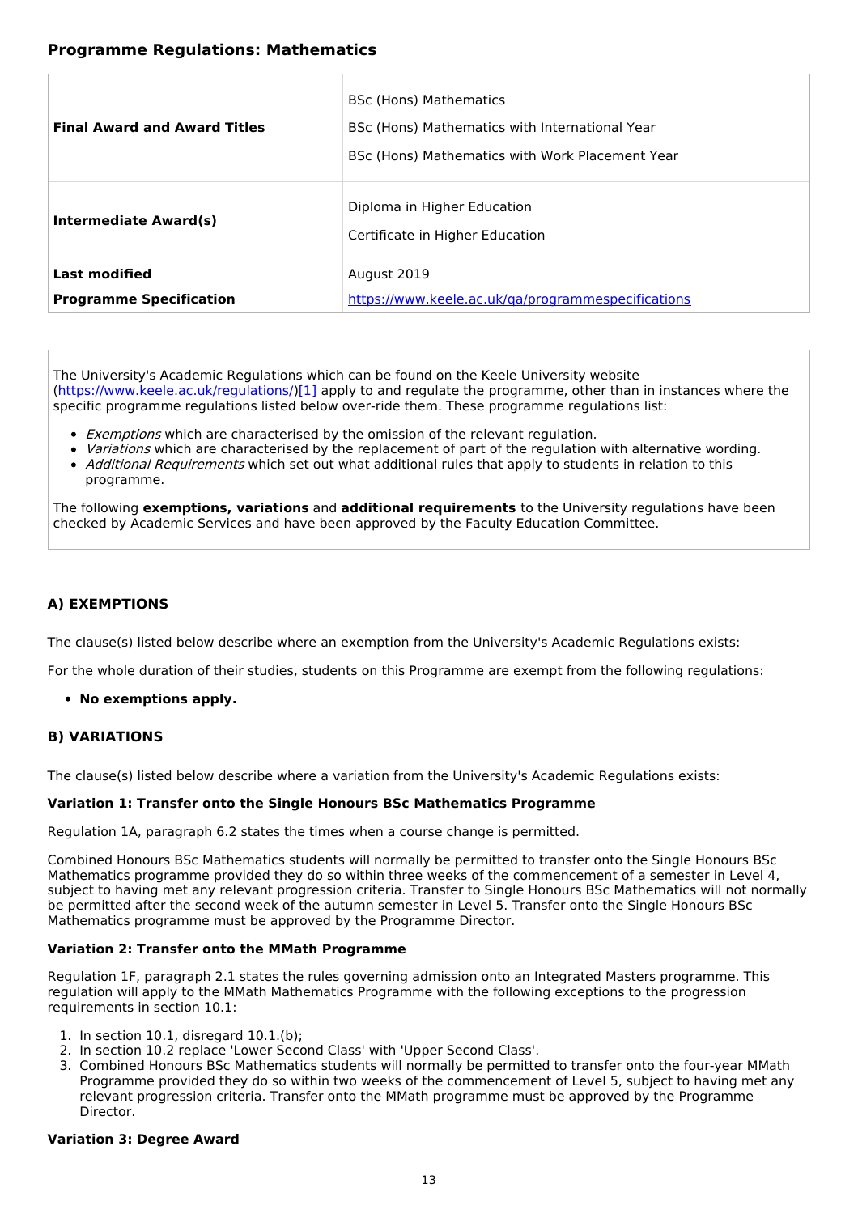## Programme Regulations: Mathematics

| | |
|---|---|
| **Final Award and Award Titles** | BSc (Hons) Mathematics<br>BSc (Hons) Mathematics with International Year<br>BSc (Hons) Mathematics with Work Placement Year |
| **Intermediate Award(s)** | Diploma in Higher Education<br>Certificate in Higher Education |
| **Last modified** | August 2019 |
| **Programme Specification** | https://www.keele.ac.uk/qa/programmespecifications |

The University's Academic Regulations which can be found on the Keele University website (https://www.keele.ac.uk/regulations/)[1] apply to and regulate the programme, other than in instances where the specific programme regulations listed below over-ride them. These programme regulations list:

- *Exemptions* which are characterised by the omission of the relevant regulation.
- *Variations* which are characterised by the replacement of part of the regulation with alternative wording.
- *Additional Requirements* which set out what additional rules that apply to students in relation to this programme.

The following **exemptions, variations** and **additional requirements** to the University regulations have been checked by Academic Services and have been approved by the Faculty Education Committee.

### A) EXEMPTIONS

The clause(s) listed below describe where an exemption from the University's Academic Regulations exists:

For the whole duration of their studies, students on this Programme are exempt from the following regulations:

- **No exemptions apply.**

### B) VARIATIONS

The clause(s) listed below describe where a variation from the University's Academic Regulations exists:

**Variation 1: Transfer onto the Single Honours BSc Mathematics Programme**

Regulation 1A, paragraph 6.2 states the times when a course change is permitted.

Combined Honours BSc Mathematics students will normally be permitted to transfer onto the Single Honours BSc Mathematics programme provided they do so within three weeks of the commencement of a semester in Level 4, subject to having met any relevant progression criteria. Transfer to Single Honours BSc Mathematics will not normally be permitted after the second week of the autumn semester in Level 5. Transfer onto the Single Honours BSc Mathematics programme must be approved by the Programme Director.

**Variation 2: Transfer onto the MMath Programme**

Regulation 1F, paragraph 2.1 states the rules governing admission onto an Integrated Masters programme. This regulation will apply to the MMath Mathematics Programme with the following exceptions to the progression requirements in section 10.1:

1. In section 10.1, disregard 10.1.(b);
2. In section 10.2 replace 'Lower Second Class' with 'Upper Second Class'.
3. Combined Honours BSc Mathematics students will normally be permitted to transfer onto the four-year MMath Programme provided they do so within two weeks of the commencement of Level 5, subject to having met any relevant progression criteria. Transfer onto the MMath programme must be approved by the Programme Director.

**Variation 3: Degree Award**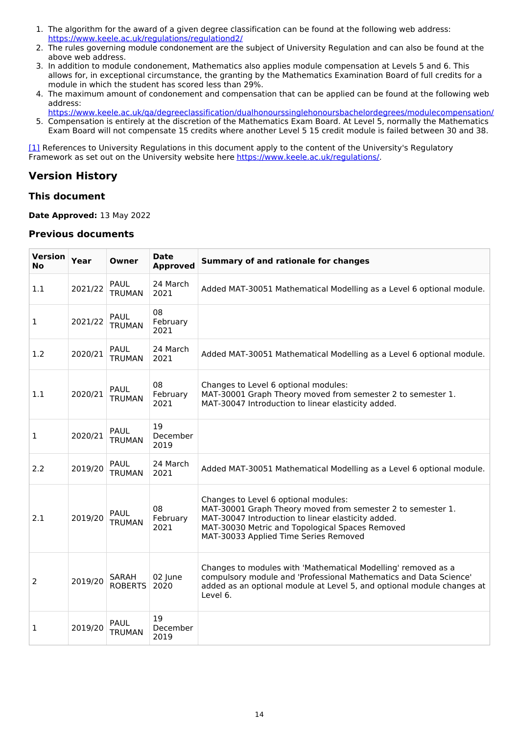1. The algorithm for the award of a given degree classification can be found at the following web address: https://www.keele.ac.uk/regulations/regulationd2/
2. The rules governing module condonement are the subject of University Regulation and can also be found at the above web address.
3. In addition to module condonement, Mathematics also applies module compensation at Levels 5 and 6. This allows for, in exceptional circumstance, the granting by the Mathematics Examination Board of full credits for a module in which the student has scored less than 29%.
4. The maximum amount of condonement and compensation that can be applied can be found at the following web address: https://www.keele.ac.uk/qa/degreeclassification/dualhonourssinglehonoursbachelordegrees/modulecompensation/
5. Compensation is entirely at the discretion of the Mathematics Exam Board. At Level 5, normally the Mathematics Exam Board will not compensate 15 credits where another Level 5 15 credit module is failed between 30 and 38.

[1] References to University Regulations in this document apply to the content of the University's Regulatory Framework as set out on the University website here https://www.keele.ac.uk/regulations/.

## Version History

### This document

**Date Approved:** 13 May 2022

### Previous documents

| Version No | Year | Owner | Date Approved | Summary of and rationale for changes |
|---|---|---|---|---|
| 1.1 | 2021/22 | PAUL TRUMAN | 24 March 2021 | Added MAT-30051 Mathematical Modelling as a Level 6 optional module. |
| 1 | 2021/22 | PAUL TRUMAN | 08 February 2021 | |
| 1.2 | 2020/21 | PAUL TRUMAN | 24 March 2021 | Added MAT-30051 Mathematical Modelling as a Level 6 optional module. |
| 1.1 | 2020/21 | PAUL TRUMAN | 08 February 2021 | Changes to Level 6 optional modules:<br>MAT-30001 Graph Theory moved from semester 2 to semester 1.<br>MAT-30047 Introduction to linear elasticity added. |
| 1 | 2020/21 | PAUL TRUMAN | 19 December 2019 | |
| 2.2 | 2019/20 | PAUL TRUMAN | 24 March 2021 | Added MAT-30051 Mathematical Modelling as a Level 6 optional module. |
| 2.1 | 2019/20 | PAUL TRUMAN | 08 February 2021 | Changes to Level 6 optional modules:<br>MAT-30001 Graph Theory moved from semester 2 to semester 1.<br>MAT-30047 Introduction to linear elasticity added.<br>MAT-30030 Metric and Topological Spaces Removed<br>MAT-30033 Applied Time Series Removed |
| 2 | 2019/20 | SARAH ROBERTS | 02 June 2020 | Changes to modules with 'Mathematical Modelling' removed as a compulsory module and 'Professional Mathematics and Data Science' added as an optional module at Level 5, and optional module changes at Level 6. |
| 1 | 2019/20 | PAUL TRUMAN | 19 December 2019 | |